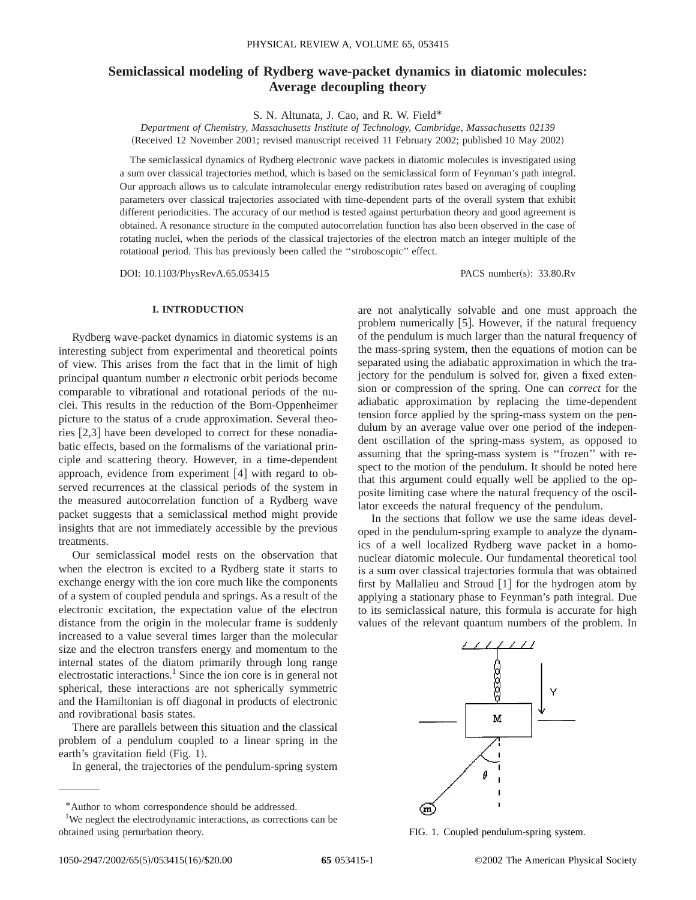# Semiclassical modeling of Rydberg wave-packet dynamics in diatomic molecules: Average decoupling theory

S. N. Altunata, J. Cao, and R. W. Field*

*Department of Chemistry, Massachusetts Institute of Technology, Cambridge, Massachusetts 02139*

(Received 12 November 2001; revised manuscript received 11 February 2002; published 10 May 2002)

The semiclassical dynamics of Rydberg electronic wave packets in diatomic molecules is investigated using a sum over classical trajectories method, which is based on the semiclassical form of Feynman's path integral. Our approach allows us to calculate intramolecular energy redistribution rates based on averaging of coupling parameters over classical trajectories associated with time-dependent parts of the overall system that exhibit different periodicities. The accuracy of our method is tested against perturbation theory and good agreement is obtained. A resonance structure in the computed autocorrelation function has also been observed in the case of rotating nuclei, when the periods of the classical trajectories of the electron match an integer multiple of the rotational period. This has previously been called the "stroboscopic" effect.

DOI: 10.1103/PhysRevA.65.053415 PACS number(s): 33.80.Rv

## I. INTRODUCTION

Rydberg wave-packet dynamics in diatomic systems is an interesting subject from experimental and theoretical points of view. This arises from the fact that in the limit of high principal quantum number *n* electronic orbit periods become comparable to vibrational and rotational periods of the nuclei. This results in the reduction of the Born-Oppenheimer picture to the status of a crude approximation. Several theories [2,3] have been developed to correct for these nonadiabatic effects, based on the formalisms of the variational principle and scattering theory. However, in a time-dependent approach, evidence from experiment [4] with regard to observed recurrences at the classical periods of the system in the measured autocorrelation function of a Rydberg wave packet suggests that a semiclassical method might provide insights that are not immediately accessible by the previous treatments.

Our semiclassical model rests on the observation that when the electron is excited to a Rydberg state it starts to exchange energy with the ion core much like the components of a system of coupled pendula and springs. As a result of the electronic excitation, the expectation value of the electron distance from the origin in the molecular frame is suddenly increased to a value several times larger than the molecular size and the electron transfers energy and momentum to the internal states of the diatom primarily through long range electrostatic interactions.[1] Since the ion core is in general not spherical, these interactions are not spherically symmetric and the Hamiltonian is off diagonal in products of electronic and rovibrational basis states.

There are parallels between this situation and the classical problem of a pendulum coupled to a linear spring in the earth's gravitation field (Fig. 1).

In general, the trajectories of the pendulum-spring system are not analytically solvable and one must approach the problem numerically [5]. However, if the natural frequency of the pendulum is much larger than the natural frequency of the mass-spring system, then the equations of motion can be separated using the adiabatic approximation in which the trajectory for the pendulum is solved for, given a fixed extension or compression of the spring. One can *correct* for the adiabatic approximation by replacing the time-dependent tension force applied by the spring-mass system on the pendulum by an average value over one period of the independent oscillation of the spring-mass system, as opposed to assuming that the spring-mass system is "frozen" with respect to the motion of the pendulum. It should be noted here that this argument could equally well be applied to the opposite limiting case where the natural frequency of the oscillator exceeds the natural frequency of the pendulum.

In the sections that follow we use the same ideas developed in the pendulum-spring example to analyze the dynamics of a well localized Rydberg wave packet in a homonuclear diatomic molecule. Our fundamental theoretical tool is a sum over classical trajectories formula that was obtained first by Mallalieu and Stroud [1] for the hydrogen atom by applying a stationary phase to Feynman's path integral. Due to its semiclassical nature, this formula is accurate for high values of the relevant quantum numbers of the problem. In

Y

M

$\theta$

m

FIG. 1. Coupled pendulum-spring system.

*Author to whom correspondence should be addressed.

[1]We neglect the electrodynamic interactions, as corrections can be obtained using perturbation theory.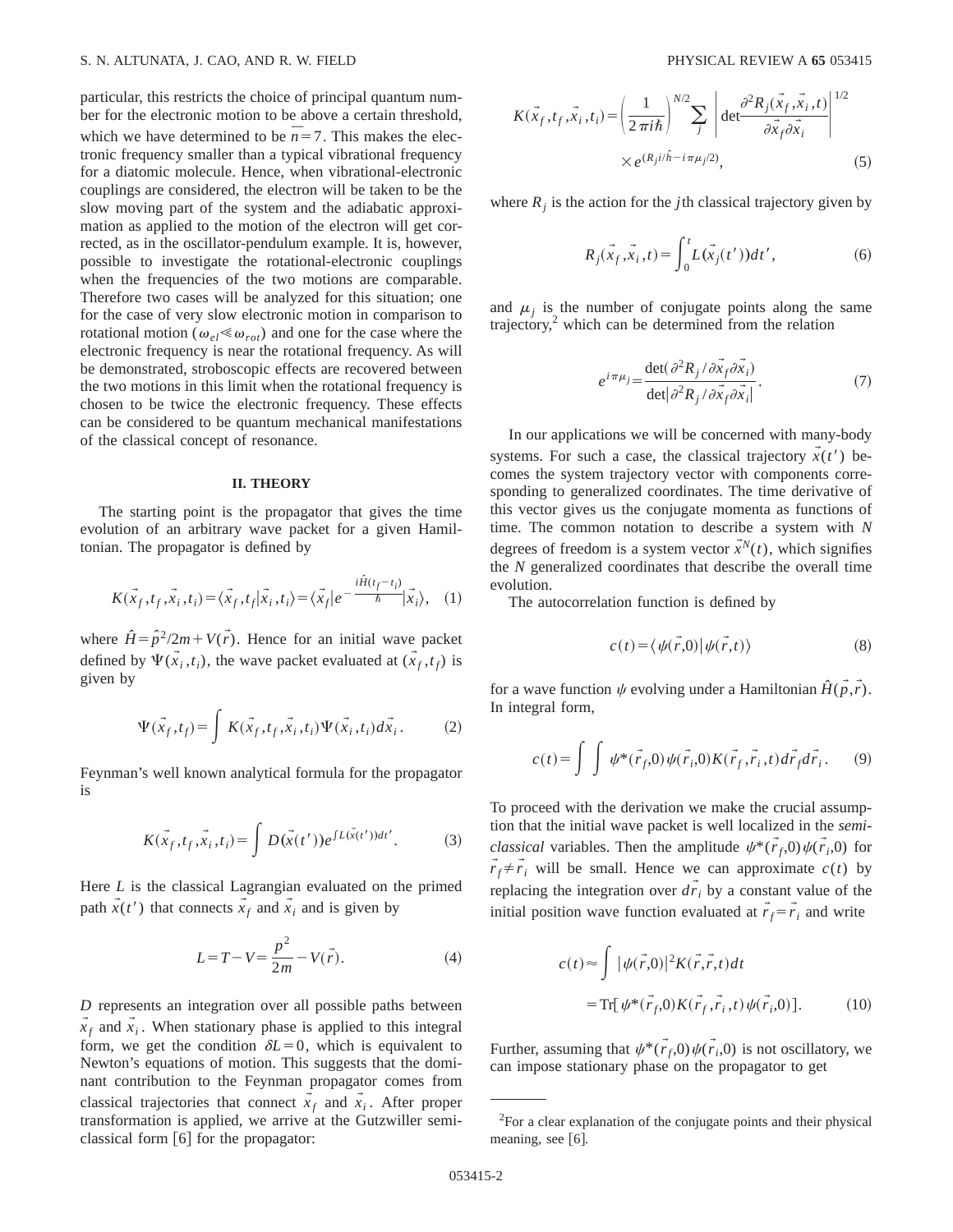particular, this restricts the choice of principal quantum number for the electronic motion to be above a certain threshold, which we have determined to be $\bar{n}=7$. This makes the electronic frequency smaller than a typical vibrational frequency for a diatomic molecule. Hence, when vibrational-electronic couplings are considered, the electron will be taken to be the slow moving part of the system and the adiabatic approximation as applied to the motion of the electron will get corrected, as in the oscillator-pendulum example. It is, however, possible to investigate the rotational-electronic couplings when the frequencies of the two motions are comparable. Therefore two cases will be analyzed for this situation; one for the case of very slow electronic motion in comparison to rotational motion ($\omega_{el} \ll \omega_{rot}$) and one for the case where the electronic frequency is near the rotational frequency. As will be demonstrated, stroboscopic effects are recovered between the two motions in this limit when the rotational frequency is chosen to be twice the electronic frequency. These effects can be considered to be quantum mechanical manifestations of the classical concept of resonance.

## II. THEORY

The starting point is the propagator that gives the time evolution of an arbitrary wave packet for a given Hamiltonian. The propagator is defined by

$$K(\vec{x}_f,t_f,\vec{x}_i,t_i)=\langle \vec{x}_f,t_f|\vec{x}_i,t_i\rangle=\langle \vec{x}_f|e^{-\frac{i\hat{H}(t_f-t_i)}{\hbar}}|\vec{x}_i\rangle, \quad (1)$$

where $\hat{H}=\hat{p}^2/2m+V(\vec{r})$. Hence for an initial wave packet defined by $\Psi(\vec{x}_i,t_i)$, the wave packet evaluated at $(\vec{x}_f,t_f)$ is given by

$$\Psi(\vec{x}_f,t_f)=\int K(\vec{x}_f,t_f,\vec{x}_i,t_i)\Psi(\vec{x}_i,t_i)d\vec{x}_i. \quad (2)$$

Feynman's well known analytical formula for the propagator is

$$K(\vec{x}_f,t_f,\vec{x}_i,t_i)=\int D(\vec{x}(t'))e^{\int L(\vec{x}(t'))dt'}. \quad (3)$$

Here $L$ is the classical Lagrangian evaluated on the primed path $\vec{x}(t')$ that connects $\vec{x}_f$ and $\vec{x}_i$ and is given by

$$L=T-V=\frac{p^2}{2m}-V(\vec{r}). \quad (4)$$

$D$ represents an integration over all possible paths between $\vec{x}_f$ and $\vec{x}_i$. When stationary phase is applied to this integral form, we get the condition $\delta L=0$, which is equivalent to Newton's equations of motion. This suggests that the dominant contribution to the Feynman propagator comes from classical trajectories that connect $\vec{x}_f$ and $\vec{x}_i$. After proper transformation is applied, we arrive at the Gutzwiller semiclassical form [6] for the propagator:

$$K(\vec{x}_f,t_f,\vec{x}_i,t_i)=\left(\frac{1}{2\pi i\hbar}\right)^{N/2}\sum_j\left|\det\frac{\partial^2 R_j(\vec{x}_f,\vec{x}_i,t)}{\partial\vec{x}_f\partial\vec{x}_i}\right|^{1/2}\times e^{(R_j i/\hbar - i\pi\mu_j/2)}, \quad (5)$$

where $R_j$ is the action for the $j$th classical trajectory given by

$$R_j(\vec{x}_f,\vec{x}_i,t)=\int_0^t L(\vec{x}_j(t'))dt', \quad (6)$$

and $\mu_j$ is the number of conjugate points along the same trajectory,[2] which can be determined from the relation

$$e^{i\pi\mu_j}=\frac{\det(\partial^2 R_j/\partial\vec{x}_f\partial\vec{x}_i)}{\det|\partial^2 R_j/\partial\vec{x}_f\partial\vec{x}_i|}. \quad (7)$$

In our applications we will be concerned with many-body systems. For such a case, the classical trajectory $\vec{x}(t')$ becomes the system trajectory vector with components corresponding to generalized coordinates. The time derivative of this vector gives us the conjugate momenta as functions of time. The common notation to describe a system with $N$ degrees of freedom is a system vector $\vec{x}^N(t)$, which signifies the $N$ generalized coordinates that describe the overall time evolution.

The autocorrelation function is defined by

$$c(t)=\langle\psi(\vec{r},0)|\psi(\vec{r},t)\rangle \quad (8)$$

for a wave function $\psi$ evolving under a Hamiltonian $\hat{H}(\vec{p},\vec{r})$. In integral form,

$$c(t)=\int\int\psi^*(\vec{r}_f,0)\psi(\vec{r}_i,0)K(\vec{r}_f,\vec{r}_i,t)d\vec{r}_f d\vec{r}_i. \quad (9)$$

To proceed with the derivation we make the crucial assumption that the initial wave packet is well localized in the *semiclassical* variables. Then the amplitude $\psi^*(\vec{r}_f,0)\psi(\vec{r}_i,0)$ for $\vec{r}_f\neq\vec{r}_i$ will be small. Hence we can approximate $c(t)$ by replacing the integration over $d\vec{r}_i$ by a constant value of the initial position wave function evaluated at $\vec{r}_f=\vec{r}_i$ and write

$$c(t)\approx\int|\psi(\vec{r},0)|^2K(\vec{r},\vec{r},t)dt$$
$$=\mathrm{Tr}[\psi^*(\vec{r}_f,0)K(\vec{r}_f,\vec{r}_i,t)\psi(\vec{r}_i,0)]. \quad (10)$$

Further, assuming that $\psi^*(\vec{r}_f,0)\psi(\vec{r}_i,0)$ is not oscillatory, we can impose stationary phase on the propagator to get

---

[2] For a clear explanation of the conjugate points and their physical meaning, see [6].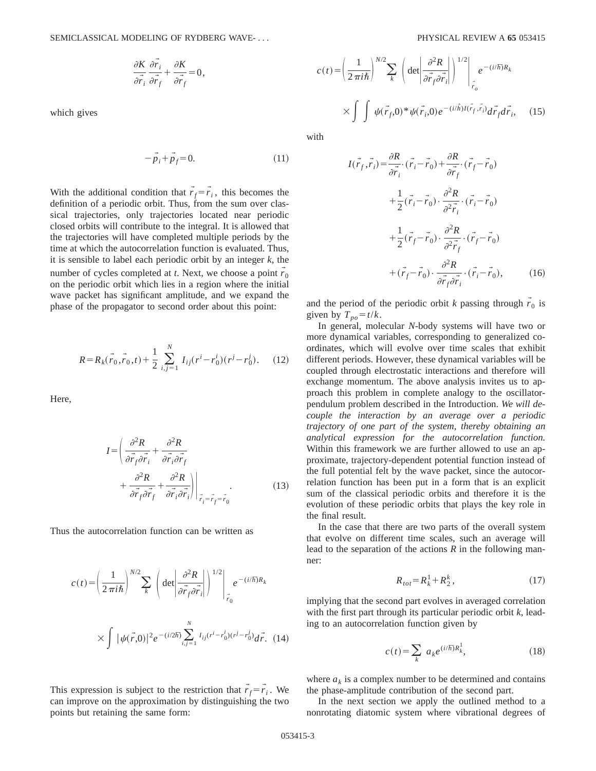$$\frac{\partial K}{\partial \vec{r}_i}\frac{\partial \vec{r}_i}{\partial \vec{r}_f}+\frac{\partial K}{\partial \vec{r}_f}=0,$$

which gives

$$-\vec{p}_i+\vec{p}_f=0. \tag{11}$$

With the additional condition that $\vec{r}_f=\vec{r}_i$, this becomes the definition of a periodic orbit. Thus, from the sum over classical trajectories, only trajectories located near periodic closed orbits will contribute to the integral. It is allowed that the trajectories will have completed multiple periods by the time at which the autocorrelation function is evaluated. Thus, it is sensible to label each periodic orbit by an integer $k$, the number of cycles completed at $t$. Next, we choose a point $\vec{r}_0$ on the periodic orbit which lies in a region where the initial wave packet has significant amplitude, and we expand the phase of the propagator to second order about this point:

$$R=R_k(\vec{r}_0,\vec{r}_0,t)+\frac{1}{2}\sum_{i,j=1}^{N}I_{ij}(r^i-r_0^i)(r^j-r_0^j). \tag{12}$$

Here,

$$I=\left(\frac{\partial^2 R}{\partial \vec{r}_f\partial \vec{r}_i}+\frac{\partial^2 R}{\partial \vec{r}_i\partial \vec{r}_f}+\frac{\partial^2 R}{\partial \vec{r}_f\partial \vec{r}_f}+\frac{\partial^2 R}{\partial \vec{r}_i\partial \vec{r}_i}\right)\Bigg|_{\vec{r}_i=\vec{r}_f=\vec{r}_0}. \tag{13}$$

Thus the autocorrelation function can be written as

$$c(t)=\left(\frac{1}{2\pi i\hbar}\right)^{N/2}\sum_k\left(\det\left|\frac{\partial^2 R}{\partial \vec{r}_f\partial \vec{r}_i}\right|\right)^{1/2}\Bigg|_{\vec{r}_0}e^{-(i/\hbar)R_k}\times\int|\psi(\vec{r},0)|^2e^{-(i/2\hbar)\sum_{i,j=1}^{N}I_{ij}(r^i-r_0^i)(r^j-r_0^j)}d\vec{r}. \tag{14}$$

This expression is subject to the restriction that $\vec{r}_f=\vec{r}_i$. We can improve on the approximation by distinguishing the two points but retaining the same form:

$$c(t)=\left(\frac{1}{2\pi i\hbar}\right)^{N/2}\sum_k\left(\det\left|\frac{\partial^2 R}{\partial \vec{r}_f\partial \vec{r}_i}\right|\right)^{1/2}\Bigg|_{\vec{r}_o}e^{-(i/\hbar)R_k}\times\int\int\psi(\vec{r}_f,0)^*\psi(\vec{r}_i,0)e^{-(i/\hbar)I(\vec{r}_f,\vec{r}_i)}d\vec{r}_f d\vec{r}_i, \tag{15}$$

with

$$\begin{aligned}I(\vec{r}_f,\vec{r}_i)=&\frac{\partial R}{\partial \vec{r}_i}\cdot(\vec{r}_i-\vec{r}_0)+\frac{\partial R}{\partial \vec{r}_f}\cdot(\vec{r}_f-\vec{r}_0)\\&+\frac{1}{2}(\vec{r}_i-\vec{r}_0)\cdot\frac{\partial^2 R}{\partial^2 \vec{r}_i}\cdot(\vec{r}_i-\vec{r}_0)\\&+\frac{1}{2}(\vec{r}_f-\vec{r}_0)\cdot\frac{\partial^2 R}{\partial^2 \vec{r}_f}\cdot(\vec{r}_f-\vec{r}_0)\\&+(\vec{r}_f-\vec{r}_0)\cdot\frac{\partial^2 R}{\partial \vec{r}_f\partial \vec{r}_i}\cdot(\vec{r}_i-\vec{r}_0),\end{aligned} \tag{16}$$

and the period of the periodic orbit $k$ passing through $\vec{r}_0$ is given by $T_{po}=t/k$.

In general, molecular $N$-body systems will have two or more dynamical variables, corresponding to generalized coordinates, which will evolve over time scales that exhibit different periods. However, these dynamical variables will be coupled through electrostatic interactions and therefore will exchange momentum. The above analysis invites us to approach this problem in complete analogy to the oscillator-pendulum problem described in the Introduction. *We will decouple the interaction by an average over a periodic trajectory of one part of the system, thereby obtaining an analytical expression for the autocorrelation function.* Within this framework we are further allowed to use an approximate, trajectory-dependent potential function instead of the full potential felt by the wave packet, since the autocorrelation function has been put in a form that is an explicit sum of the classical periodic orbits and therefore it is the evolution of these periodic orbits that plays the key role in the final result.

In the case that there are two parts of the overall system that evolve on different time scales, such an average will lead to the separation of the actions $R$ in the following manner:

$$R_{tot}=R_k^1+R_2^k, \tag{17}$$

implying that the second part evolves in averaged correlation with the first part through its particular periodic orbit $k$, leading to an autocorrelation function given by

$$c(t)=\sum_k a_k e^{(i/\hbar)R_k^1}, \tag{18}$$

where $a_k$ is a complex number to be determined and contains the phase-amplitude contribution of the second part.

In the next section we apply the outlined method to a nonrotating diatomic system where vibrational degrees of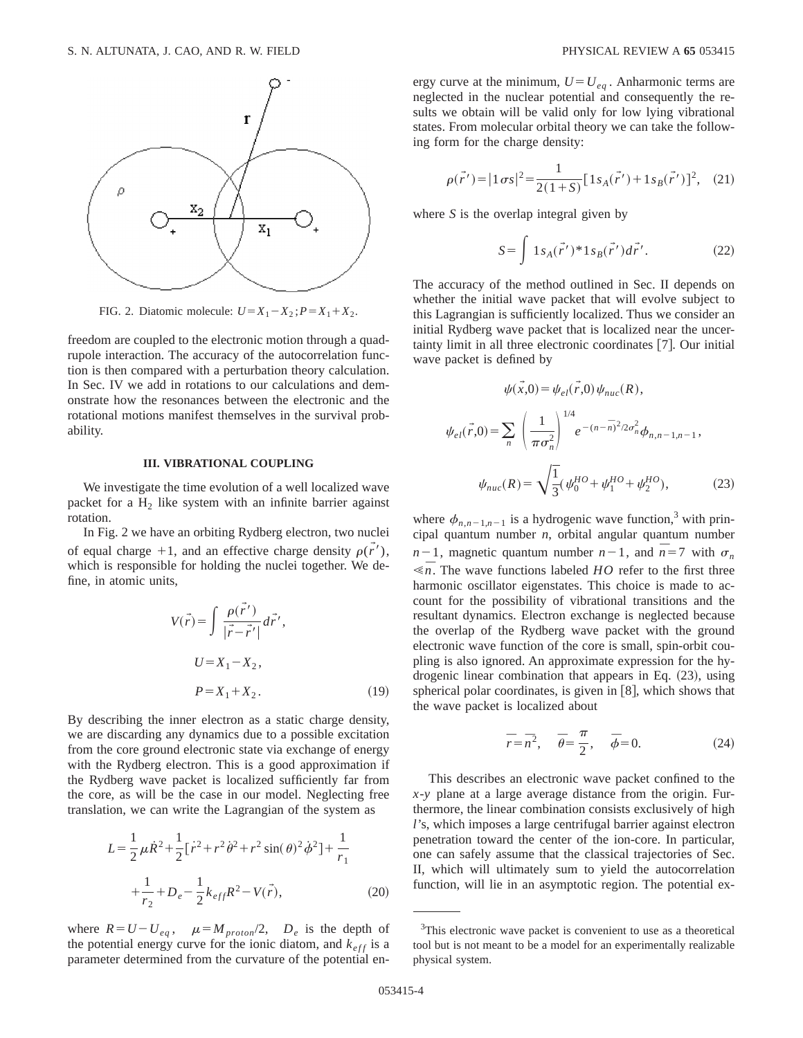FIG. 2. Diatomic molecule: $U = X_1 - X_2$; $P = X_1 + X_2$.

freedom are coupled to the electronic motion through a quadrupole interaction. The accuracy of the autocorrelation function is then compared with a perturbation theory calculation. In Sec. IV we add in rotations to our calculations and demonstrate how the resonances between the electronic and the rotational motions manifest themselves in the survival probability.

### III. VIBRATIONAL COUPLING

We investigate the time evolution of a well localized wave packet for a $H_2$ like system with an infinite barrier against rotation.

In Fig. 2 we have an orbiting Rydberg electron, two nuclei of equal charge +1, and an effective charge density $\rho(\vec{r}')$, which is responsible for holding the nuclei together. We define, in atomic units,

$$V(\vec{r}) = \int \frac{\rho(\vec{r}')}{|\vec{r} - \vec{r}'|} d\vec{r}',$$

$$U = X_1 - X_2,$$

$$P = X_1 + X_2. \tag{19}$$

By describing the inner electron as a static charge density, we are discarding any dynamics due to a possible excitation from the core ground electronic state via exchange of energy with the Rydberg electron. This is a good approximation if the Rydberg wave packet is localized sufficiently far from the core, as will be the case in our model. Neglecting free translation, we can write the Lagrangian of the system as

$$L = \frac{1}{2}\mu \dot{R}^2 + \frac{1}{2}[\dot{r}^2 + r^2\dot{\theta}^2 + r^2 \sin(\theta)^2 \dot{\phi}^2] + \frac{1}{r_1} + \frac{1}{r_2} + D_e - \frac{1}{2}k_{eff}R^2 - V(\vec{r}), \tag{20}$$

where $R = U - U_{eq}$, $\mu = M_{proton}/2$, $D_e$ is the depth of the potential energy curve for the ionic diatom, and $k_{eff}$ is a parameter determined from the curvature of the potential energy curve at the minimum, $U = U_{eq}$. Anharmonic terms are neglected in the nuclear potential and consequently the results we obtain will be valid only for low lying vibrational states. From molecular orbital theory we can take the following form for the charge density:

$$\rho(\vec{r}') = |1\sigma s|^2 = \frac{1}{2(1+S)}[1s_A(\vec{r}') + 1s_B(\vec{r}')]^2, \tag{21}$$

where $S$ is the overlap integral given by

$$S = \int 1s_A(\vec{r}')^* 1s_B(\vec{r}') d\vec{r}'. \tag{22}$$

The accuracy of the method outlined in Sec. II depends on whether the initial wave packet that will evolve subject to this Lagrangian is sufficiently localized. Thus we consider an initial Rydberg wave packet that is localized near the uncertainty limit in all three electronic coordinates [7]. Our initial wave packet is defined by

$$\psi(\vec{x},0) = \psi_{el}(\vec{r},0)\psi_{nuc}(R),$$

$$\psi_{el}(\vec{r},0) = \sum_n \left(\frac{1}{\pi\sigma_n^2}\right)^{1/4} e^{-(n-\bar{n})^2/2\sigma_n^2}\phi_{n,n-1,n-1},$$

$$\psi_{nuc}(R) = \sqrt{\frac{1}{3}}(\psi_0^{HO} + \psi_1^{HO} + \psi_2^{HO}), \tag{23}$$

where $\phi_{n,n-1,n-1}$ is a hydrogenic wave function,[3] with principal quantum number $n$, orbital angular quantum number $n-1$, magnetic quantum number $n-1$, and $\bar{n} = 7$ with $\sigma_n \ll \bar{n}$. The wave functions labeled $HO$ refer to the first three harmonic oscillator eigenstates. This choice is made to account for the possibility of vibrational transitions and the resultant dynamics. Electron exchange is neglected because the overlap of the Rydberg wave packet with the ground electronic wave function of the core is small, spin-orbit coupling is also ignored. An approximate expression for the hydrogenic linear combination that appears in Eq. (23), using spherical polar coordinates, is given in [8], which shows that the wave packet is localized about

$$\bar{r} = \bar{n}^2, \quad \bar{\theta} = \frac{\pi}{2}, \quad \bar{\phi} = 0. \tag{24}$$

This describes an electronic wave packet confined to the $x$-$y$ plane at a large average distance from the origin. Furthermore, the linear combination consists exclusively of high $l$'s, which imposes a large centrifugal barrier against electron penetration toward the center of the ion-core. In particular, one can safely assume that the classical trajectories of Sec. II, which will ultimately sum to yield the autocorrelation function, will lie in an asymptotic region. The potential ex-

[3]This electronic wave packet is convenient to use as a theoretical tool but is not meant to be a model for an experimentally realizable physical system.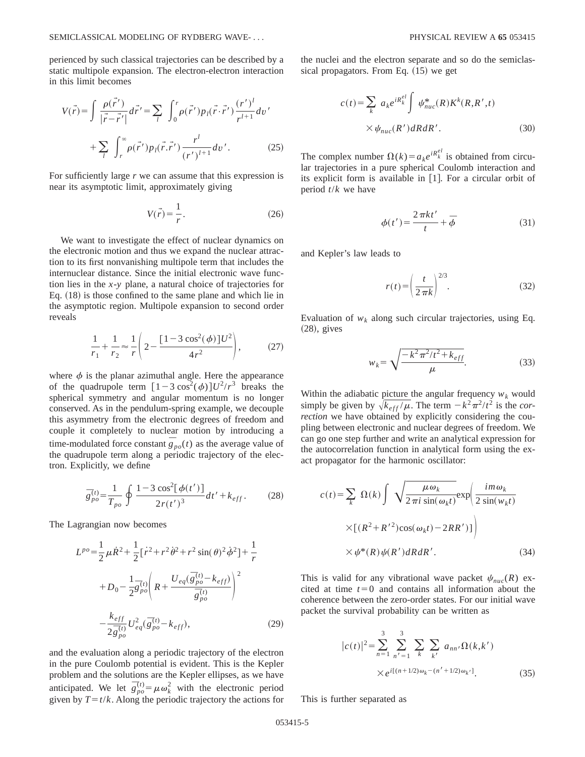perienced by such classical trajectories can be described by a static multipole expansion. The electron-electron interaction in this limit becomes

$$V(\vec{r}) = \int \frac{\rho(\vec{r}\,')}{|\vec{r}-\vec{r}\,'|} d\vec{r}\,' = \sum_l \int_0^r \rho(\vec{r}\,') p_l(\vec{r}\cdot\vec{r}\,') \frac{(r')^l}{r^{l+1}} dv' + \sum_l \int_r^\infty \rho(\vec{r}\,') p_l(\vec{r}.\vec{r}\,') \frac{r^l}{(r')^{l+1}} dv'. \tag{25}$$

For sufficiently large $r$ we can assume that this expression is near its asymptotic limit, approximately giving

$$V(\vec{r}) = \frac{1}{r}. \tag{26}$$

We want to investigate the effect of nuclear dynamics on the electronic motion and thus we expand the nuclear attraction to its first nonvanishing multipole term that includes the internuclear distance. Since the initial electronic wave function lies in the $x$-$y$ plane, a natural choice of trajectories for Eq. (18) is those confined to the same plane and which lie in the asymptotic region. Multipole expansion to second order reveals

$$\frac{1}{r_1} + \frac{1}{r_2} \approx \frac{1}{r}\left(2 - \frac{[1-3\cos^2(\phi)]U^2}{4r^2}\right), \tag{27}$$

where $\phi$ is the planar azimuthal angle. Here the appearance of the quadrupole term $[1-3\cos^2(\phi)]U^2/r^3$ breaks the spherical symmetry and angular momentum is no longer conserved. As in the pendulum-spring example, we decouple this asymmetry from the electronic degrees of freedom and couple it completely to nuclear motion by introducing a time-modulated force constant $\overline{g}_{po}(t)$ as the average value of the quadrupole term along a periodic trajectory of the electron. Explicitly, we define

$$\overline{g}_{po}^{(t)} = \frac{1}{T_{po}} \oint \frac{1-3\cos^2[\phi(t')]}{2r(t')^3} dt' + k_{eff}. \tag{28}$$

The Lagrangian now becomes

$$L^{po} = \frac{1}{2}\mu \dot{R}^2 + \frac{1}{2}[\dot{r}^2 + r^2\dot{\theta}^2 + r^2\sin(\theta)^2\dot{\phi}^2] + \frac{1}{r} + D_0 - \frac{1}{2}\overline{g}_{po}^{(t)}\left(R + \frac{U_{eq}(\overline{g}_{po}^{(t)} - k_{eff})}{\overline{g}_{po}^{(t)}}\right)^2 - \frac{k_{eff}}{2\overline{g}_{po}^{(t)}} U_{eq}^2(\overline{g}_{po}^{(t)} - k_{eff}), \tag{29}$$

and the evaluation along a periodic trajectory of the electron in the pure Coulomb potential is evident. This is the Kepler problem and the solutions are the Kepler ellipses, as we have anticipated. We let $\overline{g}_{po}^{(t)} = \mu\omega_k^2$ with the electronic period given by $T = t/k$. Along the periodic trajectory the actions for the nuclei and the electron separate and so do the semiclassical propagators. From Eq. (15) we get

$$c(t) = \sum_k a_k e^{iR_k^{el}} \int \psi_{nuc}^*(R) K^k(R,R',t) \times \psi_{nuc}(R') dR dR'. \tag{30}$$

The complex number $\Omega(k) = a_k e^{iR_k^{el}}$ is obtained from circular trajectories in a pure spherical Coulomb interaction and its explicit form is available in [1]. For a circular orbit of period $t/k$ we have

$$\phi(t') = \frac{2\pi k t'}{t} + \overline{\phi} \tag{31}$$

and Kepler's law leads to

$$r(t) = \left(\frac{t}{2\pi k}\right)^{2/3}. \tag{32}$$

Evaluation of $w_k$ along such circular trajectories, using Eq. (28), gives

$$w_k = \sqrt{\frac{-k^2\pi^2/t^2 + k_{eff}}{\mu}}. \tag{33}$$

Within the adiabatic picture the angular frequency $w_k$ would simply be given by $\sqrt{k_{eff}/\mu}$. The term $-k^2\pi^2/t^2$ is the *correction* we have obtained by explicitly considering the coupling between electronic and nuclear degrees of freedom. We can go one step further and write an analytical expression for the autocorrelation function in analytical form using the exact propagator for the harmonic oscillator:

$$c(t) = \sum_k \Omega(k) \int \sqrt{\frac{\mu\omega_k}{2\pi i \sin(\omega_k t)}} \exp\left(\frac{im\omega_k}{2\sin(w_k t)} \times [(R^2 + R'^2)\cos(\omega_k t) - 2RR']\right) \times \psi^*(R)\psi(R') dR dR'. \tag{34}$$

This is valid for any vibrational wave packet $\psi_{nuc}(R)$ excited at time $t=0$ and contains all information about the coherence between the zero-order states. For our initial wave packet the survival probability can be written as

$$|c(t)|^2 = \sum_{n=1}^{3} \sum_{n'=1}^{3} \sum_k \sum_{k'} a_{nn'} \Omega(k,k') \times e^{i[(n+1/2)\omega_k - (n'+1/2)\omega_{k'}]}. \tag{35}$$

This is further separated as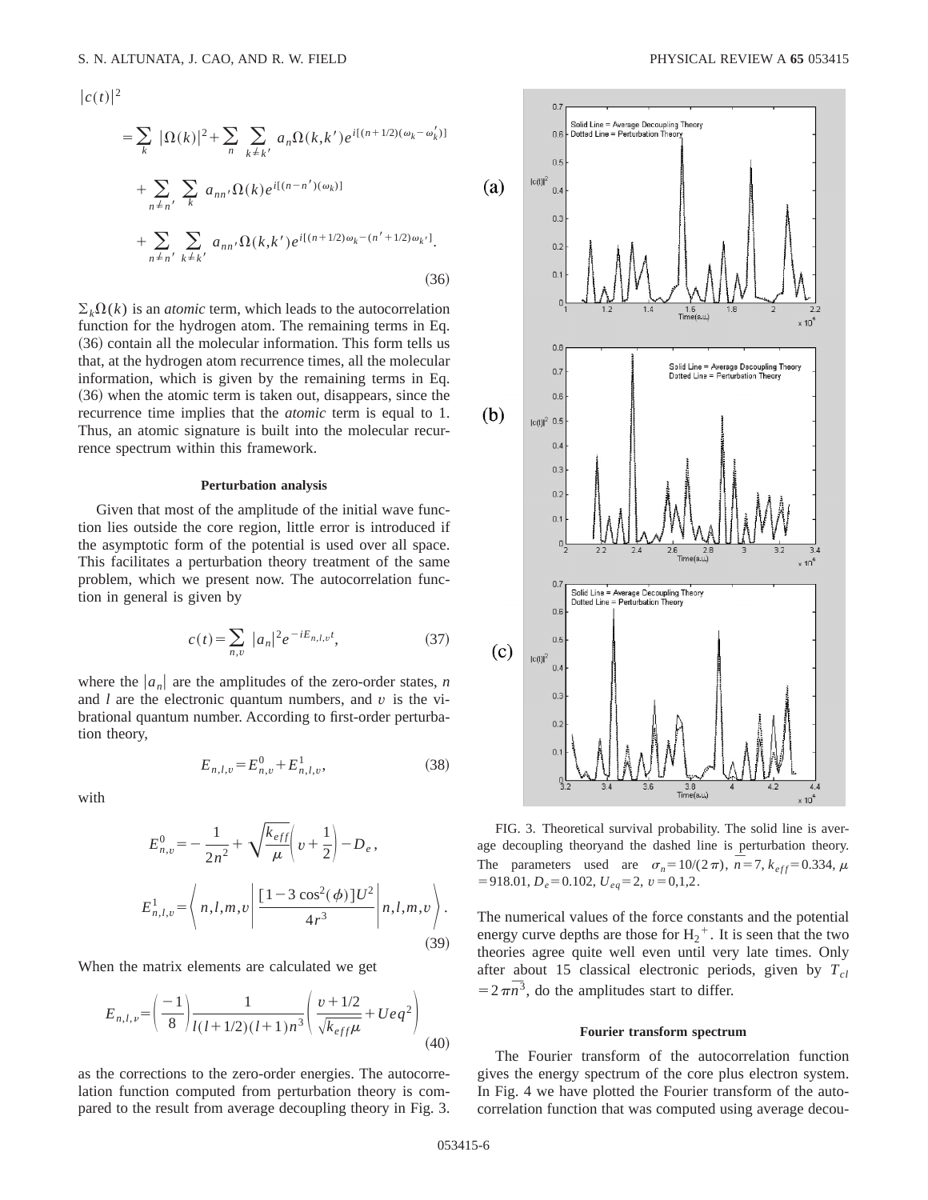$$
\begin{aligned}
|c(t)|^2 &= \sum_k |\Omega(k)|^2 + \sum_n \sum_{k\neq k'} a_n \Omega(k,k') e^{i[(n+1/2)(\omega_k - \omega_k')]} \\
&\quad + \sum_{n\neq n'} \sum_k a_{nn'} \Omega(k) e^{i[(n-n')(\omega_k)]} \\
&\quad + \sum_{n\neq n'} \sum_{k\neq k'} a_{nn'} \Omega(k,k') e^{i[(n+1/2)\omega_k - (n'+1/2)\omega_{k'}]}.
\end{aligned}
\tag{36}
$$

$\Sigma_k \Omega(k)$ is an *atomic* term, which leads to the autocorrelation function for the hydrogen atom. The remaining terms in Eq. (36) contain all the molecular information. This form tells us that, at the hydrogen atom recurrence times, all the molecular information, which is given by the remaining terms in Eq. (36) when the atomic term is taken out, disappears, since the recurrence time implies that the *atomic* term is equal to 1. Thus, an atomic signature is built into the molecular recurrence spectrum within this framework.

### Perturbation analysis

Given that most of the amplitude of the initial wave function lies outside the core region, little error is introduced if the asymptotic form of the potential is used over all space. This facilitates a perturbation theory treatment of the same problem, which we present now. The autocorrelation function in general is given by

$$
c(t) = \sum_{n,v} |a_n|^2 e^{-iE_{n,l,v}t}, \tag{37}
$$

where the $|a_n|$ are the amplitudes of the zero-order states, $n$ and $l$ are the electronic quantum numbers, and $v$ is the vibrational quantum number. According to first-order perturbation theory,

$$
E_{n,l,v} = E^0_{n,v} + E^1_{n,l,v}, \tag{38}
$$

with

$$
E^0_{n,v} = -\frac{1}{2n^2} + \sqrt{\frac{k_{eff}}{\mu}}\left(v + \frac{1}{2}\right) - D_e,
$$

$$
E^1_{n,l,v} = \left\langle n,l,m,v \left| \frac{[1-3\cos^2(\phi)]U^2}{4r^3} \right| n,l,m,v \right\rangle. \tag{39}
$$

When the matrix elements are calculated we get

$$
E_{n,l,\nu} = \left(\frac{-1}{8}\right) \frac{1}{l(l+1/2)(l+1)n^3} \left(\frac{v+1/2}{\sqrt{k_{eff}}\mu} + Ueq^2\right) \tag{40}
$$

as the corrections to the zero-order energies. The autocorrelation function computed from perturbation theory is compared to the result from average decoupling theory in Fig. 3.

FIG. 3. Theoretical survival probability. The solid line is average decoupling theoryand the dashed line is perturbation theory. The parameters used are $\sigma_n = 10/(2\pi)$, $\bar{n} = 7$, $k_{eff} = 0.334$, $\mu = 918.01$, $D_e = 0.102$, $U_{eq} = 2$, $v = 0,1,2$.

The numerical values of the force constants and the potential energy curve depths are those for $H_2{}^+$. It is seen that the two theories agree quite well even until very late times. Only after about 15 classical electronic periods, given by $T_{cl} = 2\pi\bar{n}^3$, do the amplitudes start to differ.

### Fourier transform spectrum

The Fourier transform of the autocorrelation function gives the energy spectrum of the core plus electron system. In Fig. 4 we have plotted the Fourier transform of the autocorrelation function that was computed using average decou-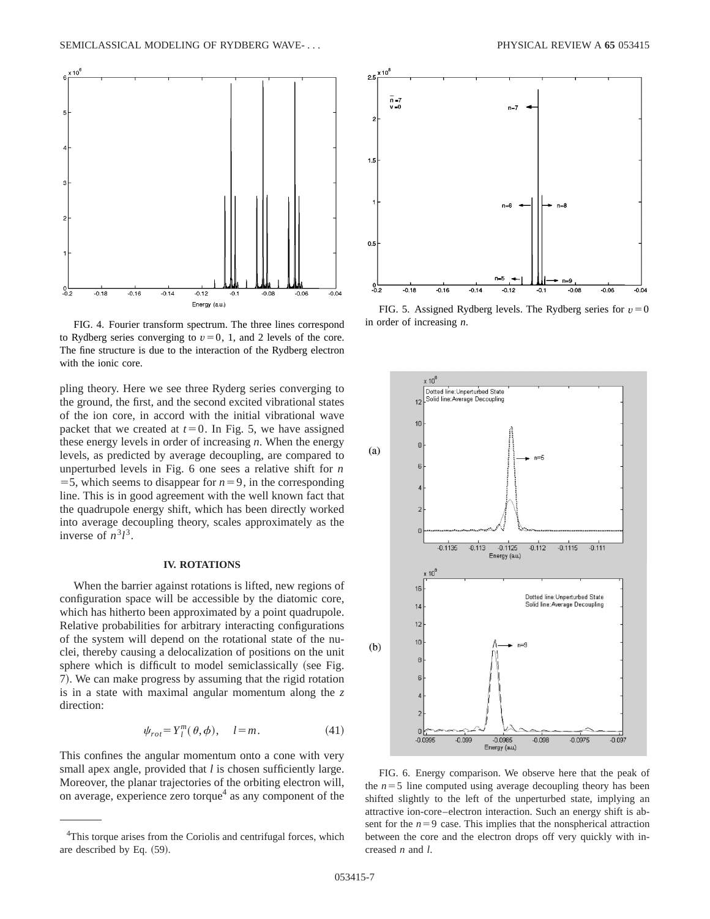FIG. 4. Fourier transform spectrum. The three lines correspond to Rydberg series converging to $v=0$, 1, and 2 levels of the core. The fine structure is due to the interaction of the Rydberg electron with the ionic core.

FIG. 5. Assigned Rydberg levels. The Rydberg series for $v=0$ in order of increasing $n$.

pling theory. Here we see three Ryderg series converging to the ground, the first, and the second excited vibrational states of the ion core, in accord with the initial vibrational wave packet that we created at $t=0$. In Fig. 5, we have assigned these energy levels in order of increasing $n$. When the energy levels, as predicted by average decoupling, are compared to unperturbed levels in Fig. 6 one sees a relative shift for $n=5$, which seems to disappear for $n=9$, in the corresponding line. This is in good agreement with the well known fact that the quadrupole energy shift, which has been directly worked into average decoupling theory, scales approximately as the inverse of $n^3 l^3$.

## IV. ROTATIONS

When the barrier against rotations is lifted, new regions of configuration space will be accessible by the diatomic core, which has hitherto been approximated by a point quadrupole. Relative probabilities for arbitrary interacting configurations of the system will depend on the rotational state of the nuclei, thereby causing a delocalization of positions on the unit sphere which is difficult to model semiclassically (see Fig. 7). We can make progress by assuming that the rigid rotation is in a state with maximal angular momentum along the $z$ direction:

$$\psi_{rot}=Y_l^m(\theta,\phi), \quad l=m. \tag{41}$$

This confines the angular momentum onto a cone with very small apex angle, provided that $l$ is chosen sufficiently large. Moreover, the planar trajectories of the orbiting electron will, on average, experience zero torque[4] as any component of the

FIG. 6. Energy comparison. We observe here that the peak of the $n=5$ line computed using average decoupling theory has been shifted slightly to the left of the unperturbed state, implying an attractive ion-core–electron interaction. Such an energy shift is absent for the $n=9$ case. This implies that the nonspherical attraction between the core and the electron drops off very quickly with increased $n$ and $l$.

[4]This torque arises from the Coriolis and centrifugal forces, which are described by Eq. (59).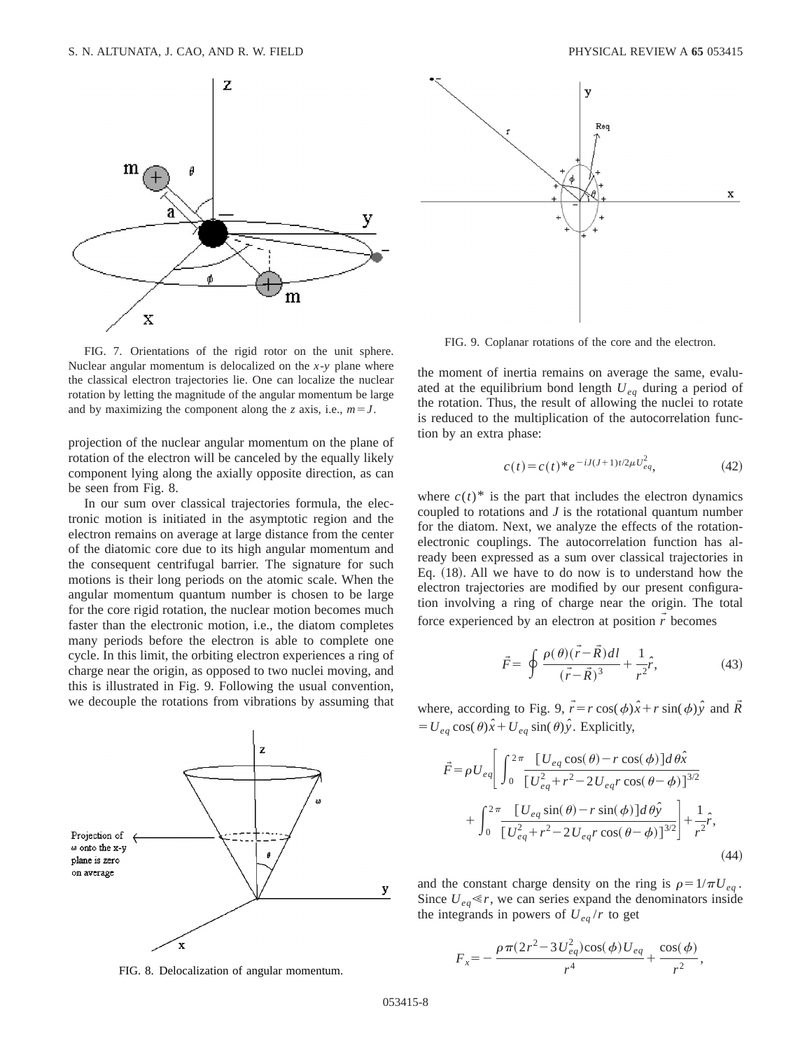FIG. 7. Orientations of the rigid rotor on the unit sphere. Nuclear angular momentum is delocalized on the $x$-$y$ plane where the classical electron trajectories lie. One can localize the nuclear rotation by letting the magnitude of the angular momentum be large and by maximizing the component along the $z$ axis, i.e., $m=J$.

projection of the nuclear angular momentum on the plane of rotation of the electron will be canceled by the equally likely component lying along the axially opposite direction, as can be seen from Fig. 8.

In our sum over classical trajectories formula, the electronic motion is initiated in the asymptotic region and the electron remains on average at large distance from the center of the diatomic core due to its high angular momentum and the consequent centrifugal barrier. The signature for such motions is their long periods on the atomic scale. When the angular momentum quantum number is chosen to be large for the core rigid rotation, the nuclear motion becomes much faster than the electronic motion, i.e., the diatom completes many periods before the electron is able to complete one cycle. In this limit, the orbiting electron experiences a ring of charge near the origin, as opposed to two nuclei moving, and this is illustrated in Fig. 9. Following the usual convention, we decouple the rotations from vibrations by assuming that

FIG. 8. Delocalization of angular momentum.

FIG. 9. Coplanar rotations of the core and the electron.

the moment of inertia remains on average the same, evaluated at the equilibrium bond length $U_{eq}$ during a period of the rotation. Thus, the result of allowing the nuclei to rotate is reduced to the multiplication of the autocorrelation function by an extra phase:

$$c(t)=c(t)^{*}e^{-iJ(J+1)t/2\mu U_{eq}^{2}}, \tag{42}$$

where $c(t)^{*}$ is the part that includes the electron dynamics coupled to rotations and $J$ is the rotational quantum number for the diatom. Next, we analyze the effects of the rotation-electronic couplings. The autocorrelation function has already been expressed as a sum over classical trajectories in Eq. (18). All we have to do now is to understand how the electron trajectories are modified by our present configuration involving a ring of charge near the origin. The total force experienced by an electron at position $\vec{r}$ becomes

$$\vec{F}=\oint\frac{\rho(\theta)(\vec{r}-\vec{R})dl}{(\vec{r}-\vec{R})^{3}}+\frac{1}{r^{2}}\hat{r}, \tag{43}$$

where, according to Fig. 9, $\vec{r}=r\cos(\phi)\hat{x}+r\sin(\phi)\hat{y}$ and $\vec{R}=U_{eq}\cos(\theta)\hat{x}+U_{eq}\sin(\theta)\hat{y}$. Explicitly,

$$\vec{F}=\rho U_{eq}\left[\int_{0}^{2\pi}\frac{[U_{eq}\cos(\theta)-r\cos(\phi)]d\theta\hat{x}}{[U_{eq}^{2}+r^{2}-2U_{eq}r\cos(\theta-\phi)]^{3/2}}+\int_{0}^{2\pi}\frac{[U_{eq}\sin(\theta)-r\sin(\phi)]d\theta\hat{y}}{[U_{eq}^{2}+r^{2}-2U_{eq}r\cos(\theta-\phi)]^{3/2}}\right]+\frac{1}{r^{2}}\hat{r}, \tag{44}$$

and the constant charge density on the ring is $\rho=1/\pi U_{eq}$. Since $U_{eq}\ll r$, we can series expand the denominators inside the integrands in powers of $U_{eq}/r$ to get

$$F_{x}=-\frac{\rho\pi(2r^{2}-3U_{eq}^{2})\cos(\phi)U_{eq}}{r^{4}}+\frac{\cos(\phi)}{r^{2}},$$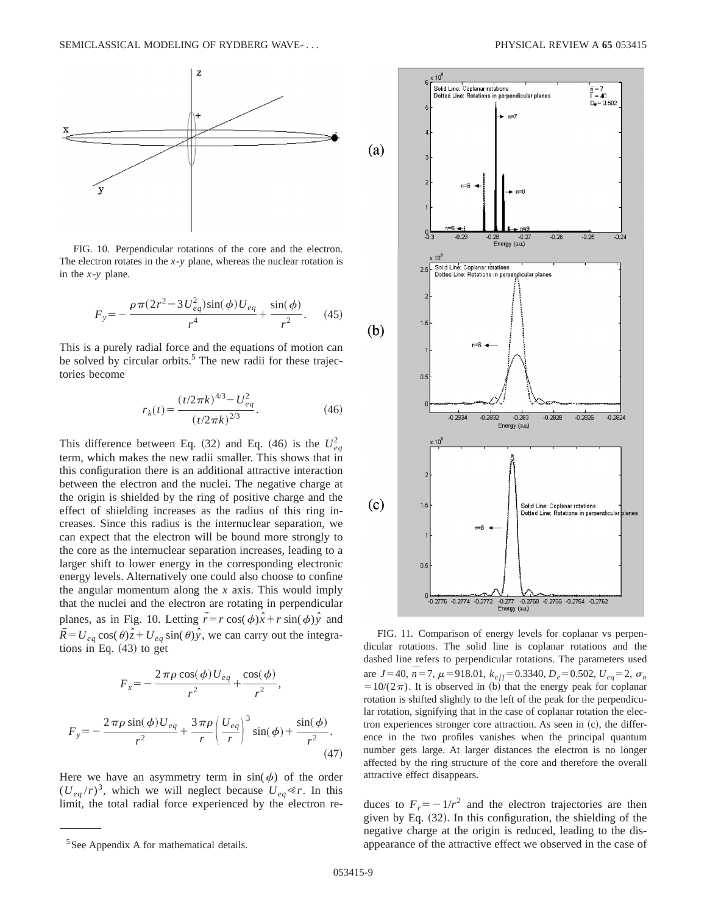FIG. 10. Perpendicular rotations of the core and the electron. The electron rotates in the *x-y* plane, whereas the nuclear rotation is in the *x-y* plane.

$$F_y = -\frac{\rho\pi(2r^2 - 3U_{eq}^2)\sin(\phi)U_{eq}}{r^4} + \frac{\sin(\phi)}{r^2}. \quad (45)$$

This is a purely radial force and the equations of motion can be solved by circular orbits.[5] The new radii for these trajectories become

$$r_k(t) = \frac{(t/2\pi k)^{4/3} - U_{eq}^2}{(t/2\pi k)^{2/3}}. \quad (46)$$

This difference between Eq. (32) and Eq. (46) is the $U_{eq}^2$ term, which makes the new radii smaller. This shows that in this configuration there is an additional attractive interaction between the electron and the nuclei. The negative charge at the origin is shielded by the ring of positive charge and the effect of shielding increases as the radius of this ring increases. Since this radius is the internuclear separation, we can expect that the electron will be bound more strongly to the core as the internuclear separation increases, leading to a larger shift to lower energy in the corresponding electronic energy levels. Alternatively one could also choose to confine the angular momentum along the *x* axis. This would imply that the nuclei and the electron are rotating in perpendicular planes, as in Fig. 10. Letting $\vec{r} = r\cos(\phi)\hat{x} + r\sin(\phi)\hat{y}$ and $\vec{R} = U_{eq}\cos(\theta)\hat{z} + U_{eq}\sin(\theta)\hat{y}$, we can carry out the integrations in Eq. (43) to get

$$F_x = -\frac{2\pi\rho\cos(\phi)U_{eq}}{r^2} + \frac{\cos(\phi)}{r^2},$$

$$F_y = -\frac{2\pi\rho\sin(\phi)U_{eq}}{r^2} + \frac{3\pi\rho}{r}\left(\frac{U_{eq}}{r}\right)^3\sin(\phi) + \frac{\sin(\phi)}{r^2}. \quad (47)$$

Here we have an asymmetry term in $\sin(\phi)$ of the order $(U_{eq}/r)^3$, which we will neglect because $U_{eq} \ll r$. In this limit, the total radial force experienced by the electron reduces to $F_r = -1/r^2$ and the electron trajectories are then given by Eq. (32). In this configuration, the shielding of the negative charge at the origin is reduced, leading to the disappearance of the attractive effect we observed in the case of

FIG. 11. Comparison of energy levels for coplanar vs perpendicular rotations. The solid line is coplanar rotations and the dashed line refers to perpendicular rotations. The parameters used are $J=40$, $\bar{n}=7$, $\mu=918.01$, $k_{eff}=0.3340$, $D_e=0.502$, $U_{eq}=2$, $\sigma_n=10/(2\pi)$. It is observed in (b) that the energy peak for coplanar rotation is shifted slightly to the left of the peak for the perpendicular rotation, signifying that in the case of coplanar rotation the electron experiences stronger core attraction. As seen in (c), the difference in the two profiles vanishes when the principal quantum number gets large. At larger distances the electron is no longer affected by the ring structure of the core and therefore the overall attractive effect disappears.

[5] See Appendix A for mathematical details.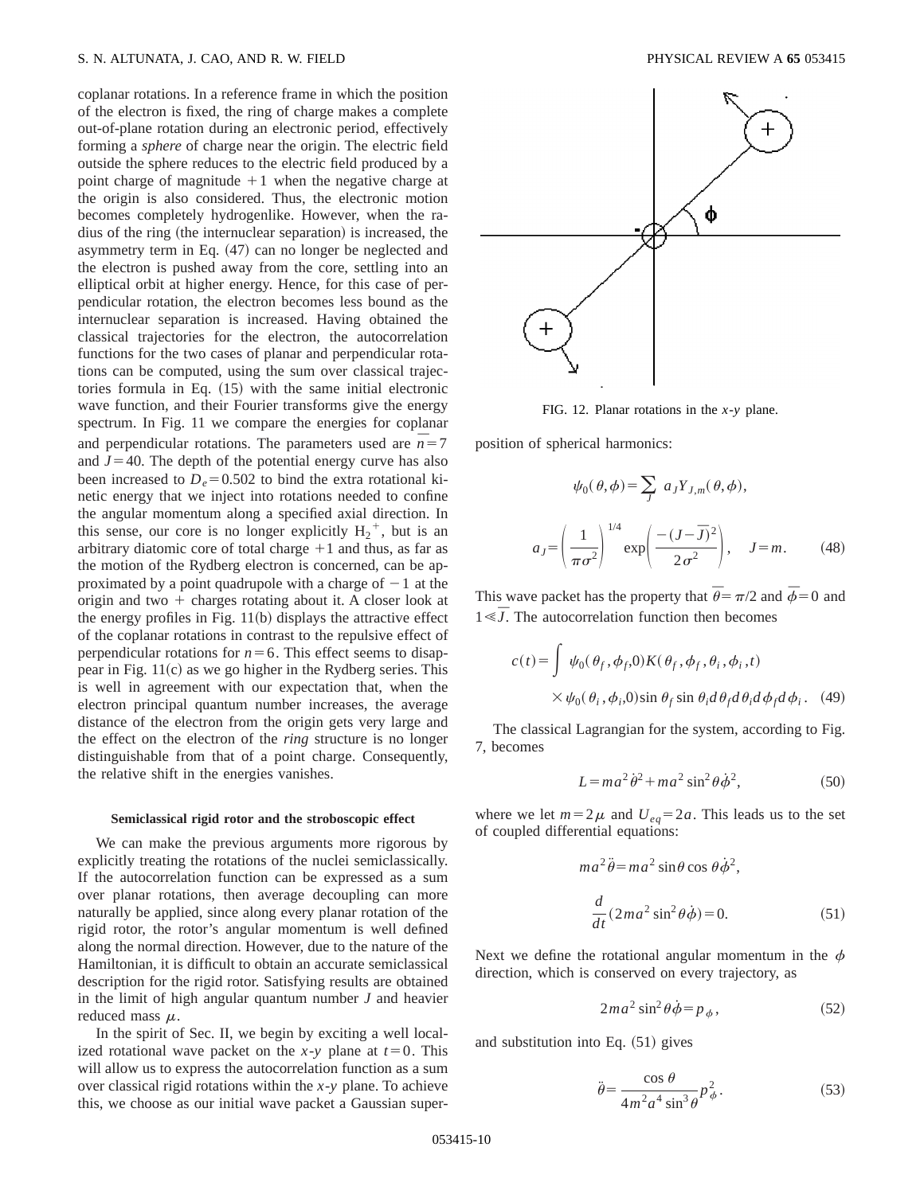coplanar rotations. In a reference frame in which the position of the electron is fixed, the ring of charge makes a complete out-of-plane rotation during an electronic period, effectively forming a *sphere* of charge near the origin. The electric field outside the sphere reduces to the electric field produced by a point charge of magnitude $+1$ when the negative charge at the origin is also considered. Thus, the electronic motion becomes completely hydrogenlike. However, when the radius of the ring (the internuclear separation) is increased, the asymmetry term in Eq. (47) can no longer be neglected and the electron is pushed away from the core, settling into an elliptical orbit at higher energy. Hence, for this case of perpendicular rotation, the electron becomes less bound as the internuclear separation is increased. Having obtained the classical trajectories for the electron, the autocorrelation functions for the two cases of planar and perpendicular rotations can be computed, using the sum over classical trajectories formula in Eq. (15) with the same initial electronic wave function, and their Fourier transforms give the energy spectrum. In Fig. 11 we compare the energies for coplanar and perpendicular rotations. The parameters used are $\bar{n}=7$ and $J=40$. The depth of the potential energy curve has also been increased to $D_e=0.502$ to bind the extra rotational kinetic energy that we inject into rotations needed to confine the angular momentum along a specified axial direction. In this sense, our core is no longer explicitly $H_2^+$, but is an arbitrary diatomic core of total charge $+1$ and thus, as far as the motion of the Rydberg electron is concerned, can be approximated by a point quadrupole with a charge of $-1$ at the origin and two $+$ charges rotating about it. A closer look at the energy profiles in Fig. 11(b) displays the attractive effect of the coplanar rotations in contrast to the repulsive effect of perpendicular rotations for $n=6$. This effect seems to disappear in Fig. 11(c) as we go higher in the Rydberg series. This is well in agreement with our expectation that, when the electron principal quantum number increases, the average distance of the electron from the origin gets very large and the effect on the electron of the *ring* structure is no longer distinguishable from that of a point charge. Consequently, the relative shift in the energies vanishes.

### Semiclassical rigid rotor and the stroboscopic effect

We can make the previous arguments more rigorous by explicitly treating the rotations of the nuclei semiclassically. If the autocorrelation function can be expressed as a sum over planar rotations, then average decoupling can more naturally be applied, since along every planar rotation of the rigid rotor, the rotor's angular momentum is well defined along the normal direction. However, due to the nature of the Hamiltonian, it is difficult to obtain an accurate semiclassical description for the rigid rotor. Satisfying results are obtained in the limit of high angular quantum number $J$ and heavier reduced mass $\mu$.

In the spirit of Sec. II, we begin by exciting a well localized rotational wave packet on the $x$-$y$ plane at $t=0$. This will allow us to express the autocorrelation function as a sum over classical rigid rotations within the $x$-$y$ plane. To achieve this, we choose as our initial wave packet a Gaussian superposition of spherical harmonics:

FIG. 12. Planar rotations in the $x$-$y$ plane.

$$\psi_0(\theta,\phi)=\sum_J a_J Y_{J,m}(\theta,\phi),$$

$$a_J=\left(\frac{1}{\pi\sigma^2}\right)^{1/4}\exp\left(\frac{-(J-\bar{J})^2}{2\sigma^2}\right),\quad J=m. \tag{48}$$

This wave packet has the property that $\bar{\theta}=\pi/2$ and $\bar{\phi}=0$ and $1\ll\bar{J}$. The autocorrelation function then becomes

$$c(t)=\int \psi_0(\theta_f,\phi_f,0)K(\theta_f,\phi_f,\theta_i,\phi_i,t)\times\psi_0(\theta_i,\phi_i,0)\sin\theta_f\sin\theta_i d\theta_f d\theta_i d\phi_f d\phi_i. \tag{49}$$

The classical Lagrangian for the system, according to Fig. 7, becomes

$$L=ma^2\dot{\theta}^2+ma^2\sin^2\theta\dot{\phi}^2, \tag{50}$$

where we let $m=2\mu$ and $U_{eq}=2a$. This leads us to the set of coupled differential equations:

$$ma^2\ddot{\theta}=ma^2\sin\theta\cos\theta\dot{\phi}^2,$$

$$\frac{d}{dt}(2ma^2\sin^2\theta\dot{\phi})=0. \tag{51}$$

Next we define the rotational angular momentum in the $\phi$ direction, which is conserved on every trajectory, as

$$2ma^2\sin^2\theta\dot{\phi}=p_\phi, \tag{52}$$

and substitution into Eq. (51) gives

$$\ddot{\theta}=\frac{\cos\theta}{4m^2a^4\sin^3\theta}p_\phi^2. \tag{53}$$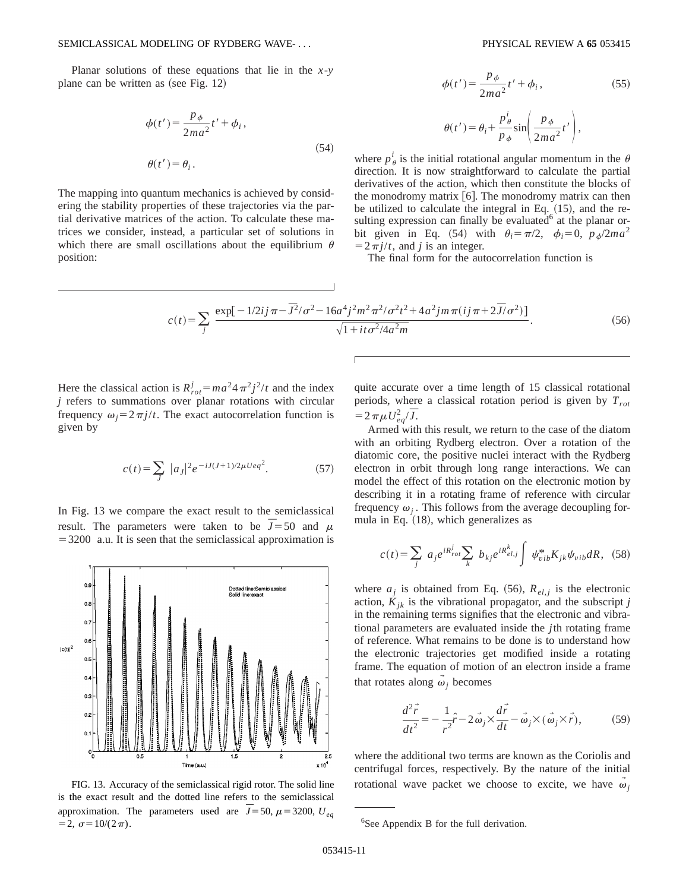Planar solutions of these equations that lie in the $x$-$y$ plane can be written as (see Fig. 12)

$$\phi(t') = \frac{p_\phi}{2ma^2}t' + \phi_i,$$

$$\theta(t') = \theta_i. \tag{54}$$

The mapping into quantum mechanics is achieved by considering the stability properties of these trajectories via the partial derivative matrices of the action. To calculate these matrices we consider, instead, a particular set of solutions in which there are small oscillations about the equilibrium $\theta$ position:

$$\phi(t') = \frac{p_\phi}{2ma^2}t' + \phi_i, \tag{55}$$

$$\theta(t') = \theta_i + \frac{p_\theta^i}{p_\phi}\sin\left(\frac{p_\phi}{2ma^2}t'\right),$$

where $p_\theta^i$ is the initial rotational angular momentum in the $\theta$ direction. It is now straightforward to calculate the partial derivatives of the action, which then constitute the blocks of the monodromy matrix [6]. The monodromy matrix can then be utilized to calculate the integral in Eq. (15), and the resulting expression can finally be evaluated[6] at the planar orbit given in Eq. (54) with $\theta_i = \pi/2$, $\phi_i = 0$, $p_\phi/2ma^2 = 2\pi j/t$, and $j$ is an integer.

The final form for the autocorrelation function is

$$c(t) = \sum_j \frac{\exp[-1/2ij\pi - \bar{J}^2/\sigma^2 - 16a^4j^2m^2\pi^2/\sigma^2t^2 + 4a^2jm\pi(ij\pi + 2\bar{J}/\sigma^2)]}{\sqrt{1 + it\sigma^2/4a^2m}}. \tag{56}$$

Here the classical action is $R_{rot}^j = ma^2 4\pi^2 j^2/t$ and the index $j$ refers to summations over planar rotations with circular frequency $\omega_j = 2\pi j/t$. The exact autocorrelation function is given by

$$c(t) = \sum_J |a_J|^2 e^{-iJ(J+1)/2\mu Ueq^2}. \tag{57}$$

In Fig. 13 we compare the exact result to the semiclassical result. The parameters were taken to be $\bar{J} = 50$ and $\mu = 3200$ a.u. It is seen that the semiclassical approximation is quite accurate over a time length of 15 classical rotational periods, where a classical rotation period is given by $T_{rot} = 2\pi\mu U_{eq}^2/\bar{J}$.

FIG. 13. Accuracy of the semiclassical rigid rotor. The solid line is the exact result and the dotted line refers to the semiclassical approximation. The parameters used are $\bar{J} = 50$, $\mu = 3200$, $U_{eq} = 2$, $\sigma = 10/(2\pi)$.

Armed with this result, we return to the case of the diatom with an orbiting Rydberg electron. Over a rotation of the diatomic core, the positive nuclei interact with the Rydberg electron in orbit through long range interactions. We can model the effect of this rotation on the electronic motion by describing it in a rotating frame of reference with circular frequency $\omega_j$. This follows from the average decoupling formula in Eq. (18), which generalizes as

$$c(t) = \sum_j a_j e^{iR_{rot}^j} \sum_k b_{kj} e^{iR_{el,j}^k} \int \psi_{vib}^* K_{jk} \psi_{vib} dR, \tag{58}$$

where $a_j$ is obtained from Eq. (56), $R_{el,j}$ is the electronic action, $K_{jk}$ is the vibrational propagator, and the subscript $j$ in the remaining terms signifies that the electronic and vibrational parameters are evaluated inside the $j$th rotating frame of reference. What remains to be done is to understand how the electronic trajectories get modified inside a rotating frame. The equation of motion of an electron inside a frame that rotates along $\vec{\omega}_j$ becomes

$$\frac{d^2\vec{r}}{dt^2} = -\frac{1}{r^2}\hat{r} - 2\vec{\omega}_j \times \frac{d\vec{r}}{dt} - \vec{\omega}_j \times (\vec{\omega}_j \times \vec{r}), \tag{59}$$

where the additional two terms are known as the Coriolis and centrifugal forces, respectively. By the nature of the initial rotational wave packet we choose to excite, we have $\vec{\omega}_j$

[6] See Appendix B for the full derivation.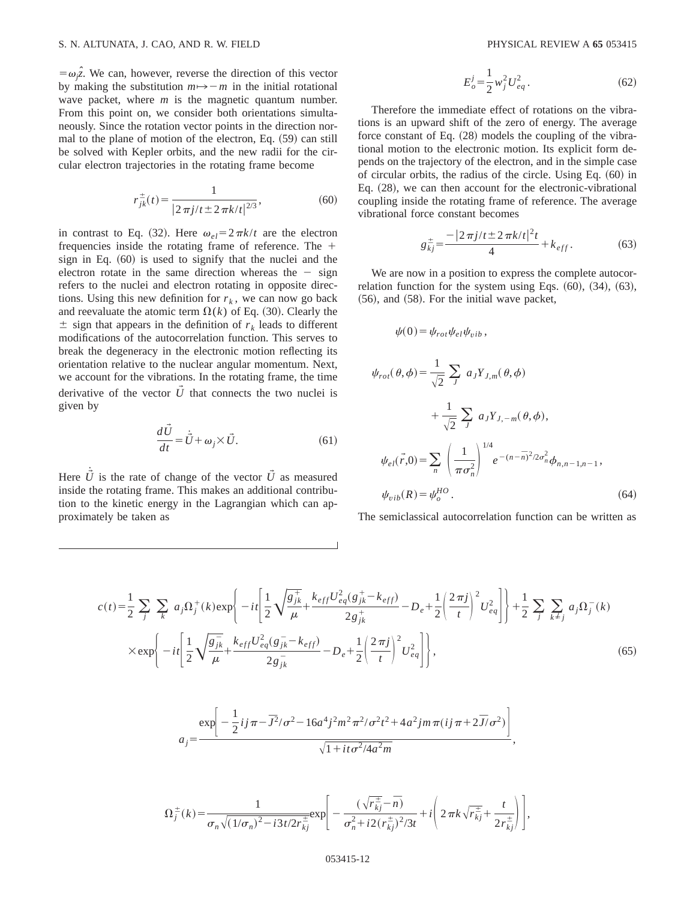$=\omega_j\hat{z}$. We can, however, reverse the direction of this vector by making the substitution $m\mapsto -m$ in the initial rotational wave packet, where $m$ is the magnetic quantum number. From this point on, we consider both orientations simultaneously. Since the rotation vector points in the direction normal to the plane of motion of the electron, Eq. (59) can still be solved with Kepler orbits, and the new radii for the circular electron trajectories in the rotating frame become

$$r_{jk}^{\pm}(t)=\frac{1}{|2\pi j/t\pm 2\pi k/t|^{2/3}}, \tag{60}$$

in contrast to Eq. (32). Here $\omega_{el}=2\pi k/t$ are the electron frequencies inside the rotating frame of reference. The $+$ sign in Eq. (60) is used to signify that the nuclei and the electron rotate in the same direction whereas the $-$ sign refers to the nuclei and electron rotating in opposite directions. Using this new definition for $r_k$, we can now go back and reevaluate the atomic term $\Omega(k)$ of Eq. (30). Clearly the $\pm$ sign that appears in the definition of $r_k$ leads to different modifications of the autocorrelation function. This serves to break the degeneracy in the electronic motion reflecting its orientation relative to the nuclear angular momentum. Next, we account for the vibrations. In the rotating frame, the time derivative of the vector $\vec{U}$ that connects the two nuclei is given by

$$\frac{d\vec{U}}{dt}=\dot{\vec{U}}+\omega_j\times\vec{U}. \tag{61}$$

Here $\dot{\vec{U}}$ is the rate of change of the vector $\vec{U}$ as measured inside the rotating frame. This makes an additional contribution to the kinetic energy in the Lagrangian which can approximately be taken as

$$E_o^j=\frac{1}{2}w_j^2U_{eq}^2. \tag{62}$$

Therefore the immediate effect of rotations on the vibrations is an upward shift of the zero of energy. The average force constant of Eq. (28) models the coupling of the vibrational motion to the electronic motion. Its explicit form depends on the trajectory of the electron, and in the simple case of circular orbits, the radius of the circle. Using Eq. (60) in Eq. (28), we can then account for the electronic-vibrational coupling inside the rotating frame of reference. The average vibrational force constant becomes

$$g_{kj}^{\pm}=\frac{-|2\pi j/t\pm 2\pi k/t|^2t}{4}+k_{eff}. \tag{63}$$

We are now in a position to express the complete autocorrelation function for the system using Eqs. (60), (34), (63), (56), and (58). For the initial wave packet,

$$\psi(0)=\psi_{rot}\psi_{el}\psi_{vib},$$

$$\psi_{rot}(\theta,\phi)=\frac{1}{\sqrt{2}}\sum_J a_JY_{J,m}(\theta,\phi)+\frac{1}{\sqrt{2}}\sum_J a_JY_{J,-m}(\theta,\phi),$$

$$\psi_{el}(\vec{r},0)=\sum_n\left(\frac{1}{\pi\sigma_n^2}\right)^{1/4}e^{-(n-\bar{n})^2/2\sigma_n^2}\phi_{n,n-1,n-1},$$

$$\psi_{vib}(R)=\psi_o^{HO}. \tag{64}$$

The semiclassical autocorrelation function can be written as

$$c(t)=\frac{1}{2}\sum_j\sum_k a_j\Omega_j^+(k)\exp\left\{-it\left[\frac{1}{2}\sqrt{\frac{g_{jk}^+}{\mu}}+\frac{k_{eff}U_{eq}^2(g_{jk}^+-k_{eff})}{2g_{jk}^+}-D_e+\frac{1}{2}\left(\frac{2\pi j}{t}\right)^2U_{eq}^2\right]\right\}+\frac{1}{2}\sum_j\sum_{k\neq j}a_j\Omega_j^-(k)$$
$$\times\exp\left\{-it\left[\frac{1}{2}\sqrt{\frac{g_{jk}^-}{\mu}}+\frac{k_{eff}U_{eq}^2(g_{jk}^--k_{eff})}{2g_{jk}^-}-D_e+\frac{1}{2}\left(\frac{2\pi j}{t}\right)^2U_{eq}^2\right]\right\}, \tag{65}$$

$$a_j=\frac{\exp\left[-\frac{1}{2}ij\pi-\bar{J}^2/\sigma^2-16a^4j^2m^2\pi^2/\sigma^2t^2+4a^2jm\pi(ij\pi+2\bar{J}/\sigma^2)\right]}{\sqrt{1+it\sigma^2/4a^2m}},$$

$$\Omega_j^{\pm}(k)=\frac{1}{\sigma_n\sqrt{(1/\sigma_n)^2-i3t/2r_{kj}^{\pm}}}\exp\left[-\frac{(\sqrt{r_{kj}^{\pm}}-\bar{n})}{\sigma_n^2+i2(r_{kj}^{\pm})^2/3t}+i\left(2\pi k\sqrt{r_{kj}^{\pm}}+\frac{t}{2r_{kj}^{\pm}}\right)\right],$$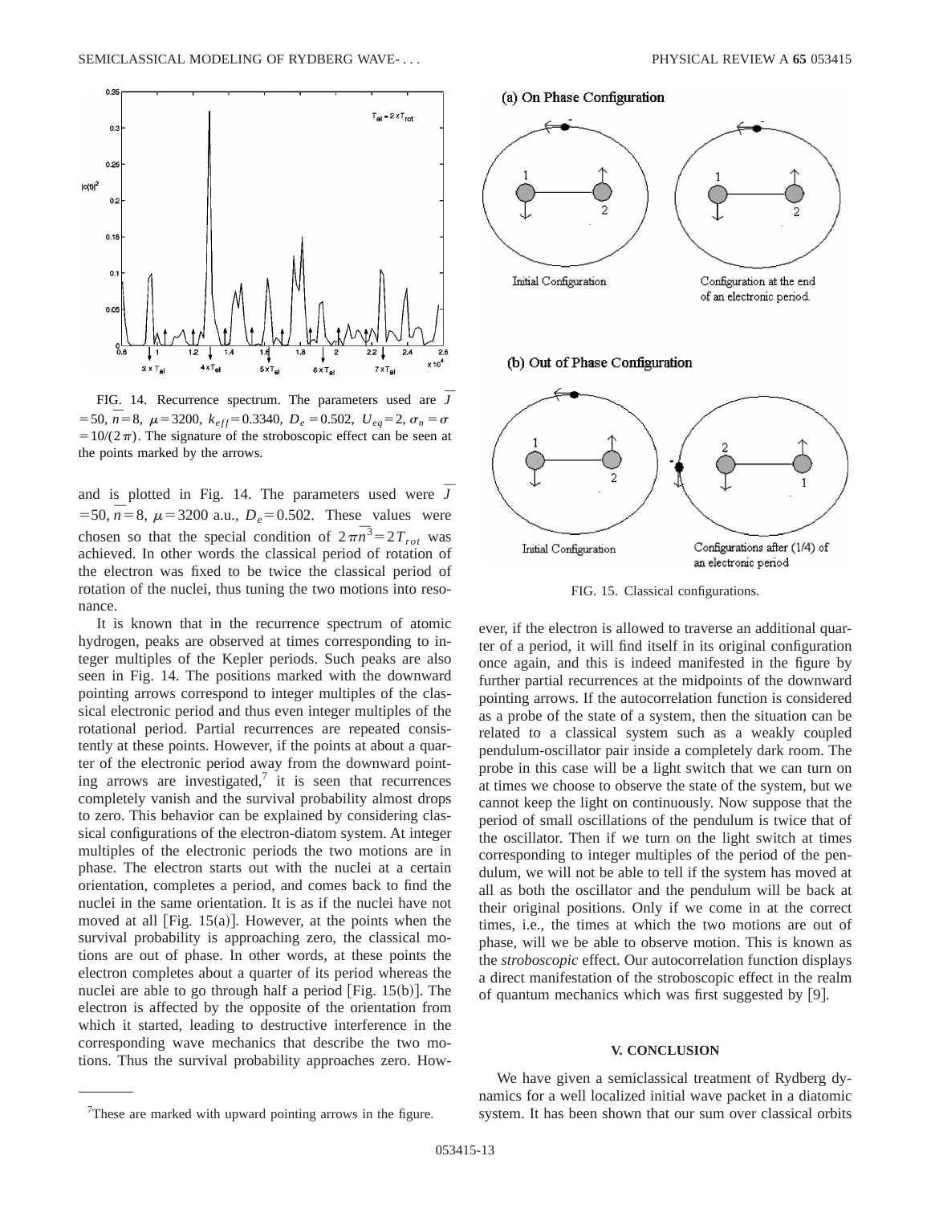$T_{el} = 2 \times T_{rot}$

$|c(t)|^2$

0.35
0.3
0.25
0.2
0.15
0.1
0.05
0

0.8 1 1.2 1.4 1.6 1.8 2 2.2 2.4 2.6

x 10^4

3 x T_el   4 x T_el   5 x T_el   6 x T_el   7 x T_el

FIG. 14. Recurrence spectrum. The parameters used are $\overline{J} = 50$, $\overline{n} = 8$, $\mu = 3200$, $k_{eff} = 0.3340$, $D_e = 0.502$, $U_{eq} = 2$, $\sigma_n = \sigma = 10/(2\pi)$. The signature of the stroboscopic effect can be seen at the points marked by the arrows.

(a) On Phase Configuration

1 2

Initial Configuration

Configuration at the end of an electronic period.

(b) Out of Phase Configuration

Initial Configuration

Configurations after (1/4) of an electronic period

FIG. 15. Classical configurations.

and is plotted in Fig. 14. The parameters used were $\overline{J} = 50$, $\overline{n} = 8$, $\mu = 3200$ a.u., $D_e = 0.502$. These values were chosen so that the special condition of $2\pi\overline{n}^3 = 2T_{rot}$ was achieved. In other words the classical period of rotation of the electron was fixed to be twice the classical period of rotation of the nuclei, thus tuning the two motions into resonance.

It is known that in the recurrence spectrum of atomic hydrogen, peaks are observed at times corresponding to integer multiples of the Kepler periods. Such peaks are also seen in Fig. 14. The positions marked with the downward pointing arrows correspond to integer multiples of the classical electronic period and thus even integer multiples of the rotational period. Partial recurrences are repeated consistently at these points. However, if the points at about a quarter of the electronic period away from the downward pointing arrows are investigated,[7] it is seen that recurrences completely vanish and the survival probability almost drops to zero. This behavior can be explained by considering classical configurations of the electron-diatom system. At integer multiples of the electronic periods the two motions are in phase. The electron starts out with the nuclei at a certain orientation, completes a period, and comes back to find the nuclei in the same orientation. It is as if the nuclei have not moved at all [Fig. 15(a)]. However, at the points when the survival probability is approaching zero, the classical motions are out of phase. In other words, at these points the electron completes about a quarter of its period whereas the nuclei are able to go through half a period [Fig. 15(b)]. The electron is affected by the opposite of the orientation from which it started, leading to destructive interference in the corresponding wave mechanics that describe the two motions. Thus the survival probability approaches zero. However, if the electron is allowed to traverse an additional quarter of a period, it will find itself in its original configuration once again, and this is indeed manifested in the figure by further partial recurrences at the midpoints of the downward pointing arrows. If the autocorrelation function is considered as a probe of the state of a system, then the situation can be related to a classical system such as a weakly coupled pendulum-oscillator pair inside a completely dark room. The probe in this case will be a light switch that we can turn on at times we choose to observe the state of the system, but we cannot keep the light on continuously. Now suppose that the period of small oscillations of the pendulum is twice that of the oscillator. Then if we turn on the light switch at times corresponding to integer multiples of the period of the pendulum, we will not be able to tell if the system has moved at all as both the oscillator and the pendulum will be back at their original positions. Only if we come in at the correct times, i.e., the times at which the two motions are out of phase, will we be able to observe motion. This is known as the *stroboscopic* effect. Our autocorrelation function displays a direct manifestation of the stroboscopic effect in the realm of quantum mechanics which was first suggested by [9].

## V. CONCLUSION

We have given a semiclassical treatment of Rydberg dynamics for a well localized initial wave packet in a diatomic system. It has been shown that our sum over classical orbits

[7] These are marked with upward pointing arrows in the figure.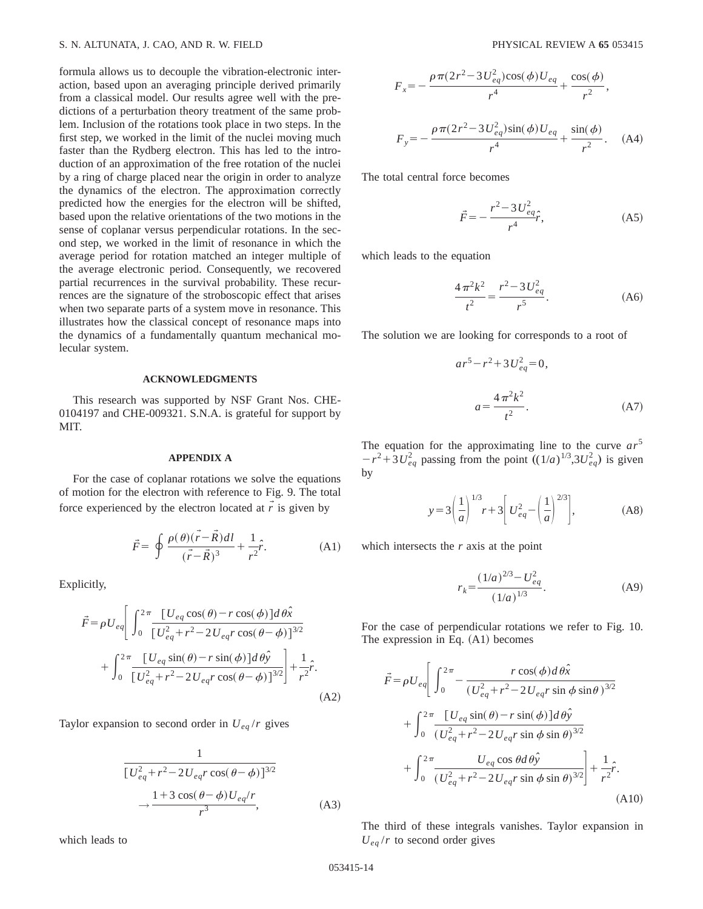formula allows us to decouple the vibration-electronic interaction, based upon an averaging principle derived primarily from a classical model. Our results agree well with the predictions of a perturbation theory treatment of the same problem. Inclusion of the rotations took place in two steps. In the first step, we worked in the limit of the nuclei moving much faster than the Rydberg electron. This has led to the introduction of an approximation of the free rotation of the nuclei by a ring of charge placed near the origin in order to analyze the dynamics of the electron. The approximation correctly predicted how the energies for the electron will be shifted, based upon the relative orientations of the two motions in the sense of coplanar versus perpendicular rotations. In the second step, we worked in the limit of resonance in which the average period for rotation matched an integer multiple of the average electronic period. Consequently, we recovered partial recurrences in the survival probability. These recurrences are the signature of the stroboscopic effect that arises when two separate parts of a system move in resonance. This illustrates how the classical concept of resonance maps into the dynamics of a fundamentally quantum mechanical molecular system.

## ACKNOWLEDGMENTS

This research was supported by NSF Grant Nos. CHE-0104197 and CHE-009321. S.N.A. is grateful for support by MIT.

## APPENDIX A

For the case of coplanar rotations we solve the equations of motion for the electron with reference to Fig. 9. The total force experienced by the electron located at $\vec{r}$ is given by

$$\vec{F} = \oint \frac{\rho(\theta)(\vec{r}-\vec{R})dl}{(\vec{r}-\vec{R})^3} + \frac{1}{r^2}\hat{r}. \tag{A1}$$

Explicitly,

$$\vec{F} = \rho U_{eq}\left[ \int_0^{2\pi} \frac{[U_{eq}\cos(\theta) - r\cos(\phi)]d\theta\hat{x}}{[U_{eq}^2 + r^2 - 2U_{eq}r\cos(\theta-\phi)]^{3/2}} + \int_0^{2\pi} \frac{[U_{eq}\sin(\theta) - r\sin(\phi)]d\theta\hat{y}}{[U_{eq}^2 + r^2 - 2U_{eq}r\cos(\theta-\phi)]^{3/2}} \right] + \frac{1}{r^2}\hat{r}. \tag{A2}$$

Taylor expansion to second order in $U_{eq}/r$ gives

$$\frac{1}{[U_{eq}^2 + r^2 - 2U_{eq}r\cos(\theta-\phi)]^{3/2}} \rightarrow \frac{1 + 3\cos(\theta-\phi)U_{eq}/r}{r^3}, \tag{A3}$$

which leads to

$$F_x = -\frac{\rho\pi(2r^2 - 3U_{eq}^2)\cos(\phi)U_{eq}}{r^4} + \frac{\cos(\phi)}{r^2},$$

$$F_y = -\frac{\rho\pi(2r^2 - 3U_{eq}^2)\sin(\phi)U_{eq}}{r^4} + \frac{\sin(\phi)}{r^2}. \tag{A4}$$

The total central force becomes

$$\vec{F} = -\frac{r^2 - 3U_{eq}^2}{r^4}\hat{r}, \tag{A5}$$

which leads to the equation

$$\frac{4\pi^2k^2}{t^2} = \frac{r^2 - 3U_{eq}^2}{r^5}. \tag{A6}$$

The solution we are looking for corresponds to a root of

$$ar^5 - r^2 + 3U_{eq}^2 = 0,$$

$$a = \frac{4\pi^2k^2}{t^2}. \tag{A7}$$

The equation for the approximating line to the curve $ar^5 - r^2 + 3U_{eq}^2$ passing from the point $((1/a)^{1/3}, 3U_{eq}^2)$ is given by

$$y = 3\left(\frac{1}{a}\right)^{1/3} r + 3\left[U_{eq}^2 - \left(\frac{1}{a}\right)^{2/3}\right], \tag{A8}$$

which intersects the $r$ axis at the point

$$r_k = \frac{(1/a)^{2/3} - U_{eq}^2}{(1/a)^{1/3}}. \tag{A9}$$

For the case of perpendicular rotations we refer to Fig. 10. The expression in Eq. (A1) becomes

$$\vec{F} = \rho U_{eq}\left[ \int_0^{2\pi} -\frac{r\cos(\phi)d\theta\hat{x}}{(U_{eq}^2 + r^2 - 2U_{eq}r\sin\phi\sin\theta)^{3/2}} + \int_0^{2\pi} \frac{[U_{eq}\sin(\theta) - r\sin(\phi)]d\theta\hat{y}}{(U_{eq}^2 + r^2 - 2U_{eq}r\sin\phi\sin\theta)^{3/2}} + \int_0^{2\pi} \frac{U_{eq}\cos\theta d\theta\hat{y}}{(U_{eq}^2 + r^2 - 2U_{eq}r\sin\phi\sin\theta)^{3/2}} \right] + \frac{1}{r^2}\hat{r}. \tag{A10}$$

The third of these integrals vanishes. Taylor expansion in $U_{eq}/r$ to second order gives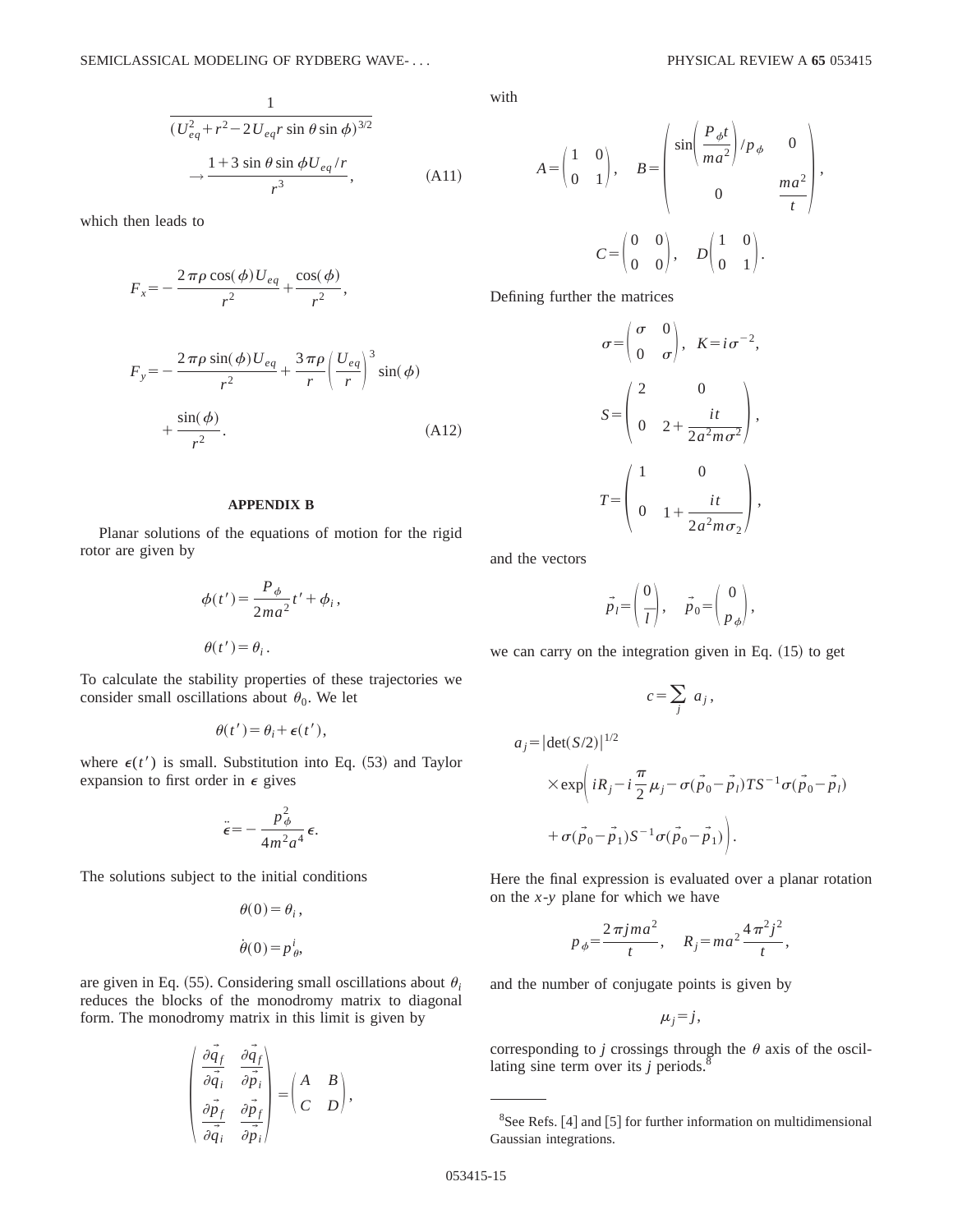$$
\frac{1}{(U_{eq}^2+r^2-2U_{eq}r\sin\theta\sin\phi)^{3/2}} \rightarrow \frac{1+3\sin\theta\sin\phi U_{eq}/r}{r^3}, \tag{A11}
$$

which then leads to

$$
F_x = -\frac{2\pi\rho\cos(\phi)U_{eq}}{r^2} + \frac{\cos(\phi)}{r^2},
$$

$$
F_y = -\frac{2\pi\rho\sin(\phi)U_{eq}}{r^2} + \frac{3\pi\rho}{r}\left(\frac{U_{eq}}{r}\right)^3\sin(\phi) + \frac{\sin(\phi)}{r^2}. \tag{A12}
$$

## APPENDIX B

Planar solutions of the equations of motion for the rigid rotor are given by

$$
\phi(t') = \frac{P_\phi}{2ma^2}t' + \phi_i,
$$

$$
\theta(t') = \theta_i .
$$

To calculate the stability properties of these trajectories we consider small oscillations about $\theta_0$. We let

$$
\theta(t') = \theta_i + \epsilon(t'),
$$

where $\epsilon(t')$ is small. Substitution into Eq. (53) and Taylor expansion to first order in $\epsilon$ gives

$$
\ddot{\epsilon} = -\frac{p_\phi^2}{4m^2a^4}\epsilon.
$$

The solutions subject to the initial conditions

$$
\theta(0) = \theta_i ,
$$

$$
\dot{\theta}(0) = p_\theta^i,
$$

are given in Eq. (55). Considering small oscillations about $\theta_i$ reduces the blocks of the monodromy matrix to diagonal form. The monodromy matrix in this limit is given by

$$
\begin{pmatrix} \frac{\partial \vec{q}_f}{\partial \vec{q}_i} & \frac{\partial \vec{q}_f}{\partial \vec{p}_i} \\ \frac{\partial \vec{p}_f}{\partial \vec{q}_i} & \frac{\partial \vec{p}_f}{\partial \vec{p}_i} \end{pmatrix} = \begin{pmatrix} A & B \\ C & D \end{pmatrix},
$$

with

$$
A = \begin{pmatrix} 1 & 0 \\ 0 & 1 \end{pmatrix}, \quad B = \begin{pmatrix} \sin\left(\frac{P_\phi t}{ma^2}\right)/p_\phi & 0 \\ 0 & \frac{ma^2}{t} \end{pmatrix},
$$

$$
C = \begin{pmatrix} 0 & 0 \\ 0 & 0 \end{pmatrix}, \quad D\begin{pmatrix} 1 & 0 \\ 0 & 1 \end{pmatrix}.
$$

Defining further the matrices

$$
\sigma = \begin{pmatrix} \sigma & 0 \\ 0 & \sigma \end{pmatrix}, \quad K = i\sigma^{-2},
$$

$$
S = \begin{pmatrix} 2 & 0 \\ 0 & 2+\frac{it}{2a^2m\sigma^2} \end{pmatrix},
$$

$$
T = \begin{pmatrix} 1 & 0 \\ 0 & 1+\frac{it}{2a^2m\sigma_2} \end{pmatrix},
$$

and the vectors

$$
\vec{p}_l = \begin{pmatrix} 0 \\ l \end{pmatrix}, \quad \vec{p}_0 = \begin{pmatrix} 0 \\ p_\phi \end{pmatrix},
$$

we can carry on the integration given in Eq. (15) to get

$$
c = \sum_j a_j ,
$$

$$
a_j = |\det(S/2)|^{1/2} \times \exp\left( iR_j - i\frac{\pi}{2}\mu_j - \sigma(\vec{p}_0-\vec{p}_l)TS^{-1}\sigma(\vec{p}_0-\vec{p}_l) + \sigma(\vec{p}_0-\vec{p}_1)S^{-1}\sigma(\vec{p}_0-\vec{p}_1)\right).
$$

Here the final expression is evaluated over a planar rotation on the $x$-$y$ plane for which we have

$$
p_\phi = \frac{2\pi jma^2}{t}, \quad R_j = ma^2\frac{4\pi^2j^2}{t},
$$

and the number of conjugate points is given by

$$
\mu_j = j,
$$

corresponding to $j$ crossings through the $\theta$ axis of the oscillating sine term over its $j$ periods.[8]

---

[8]See Refs. [4] and [5] for further information on multidimensional Gaussian integrations.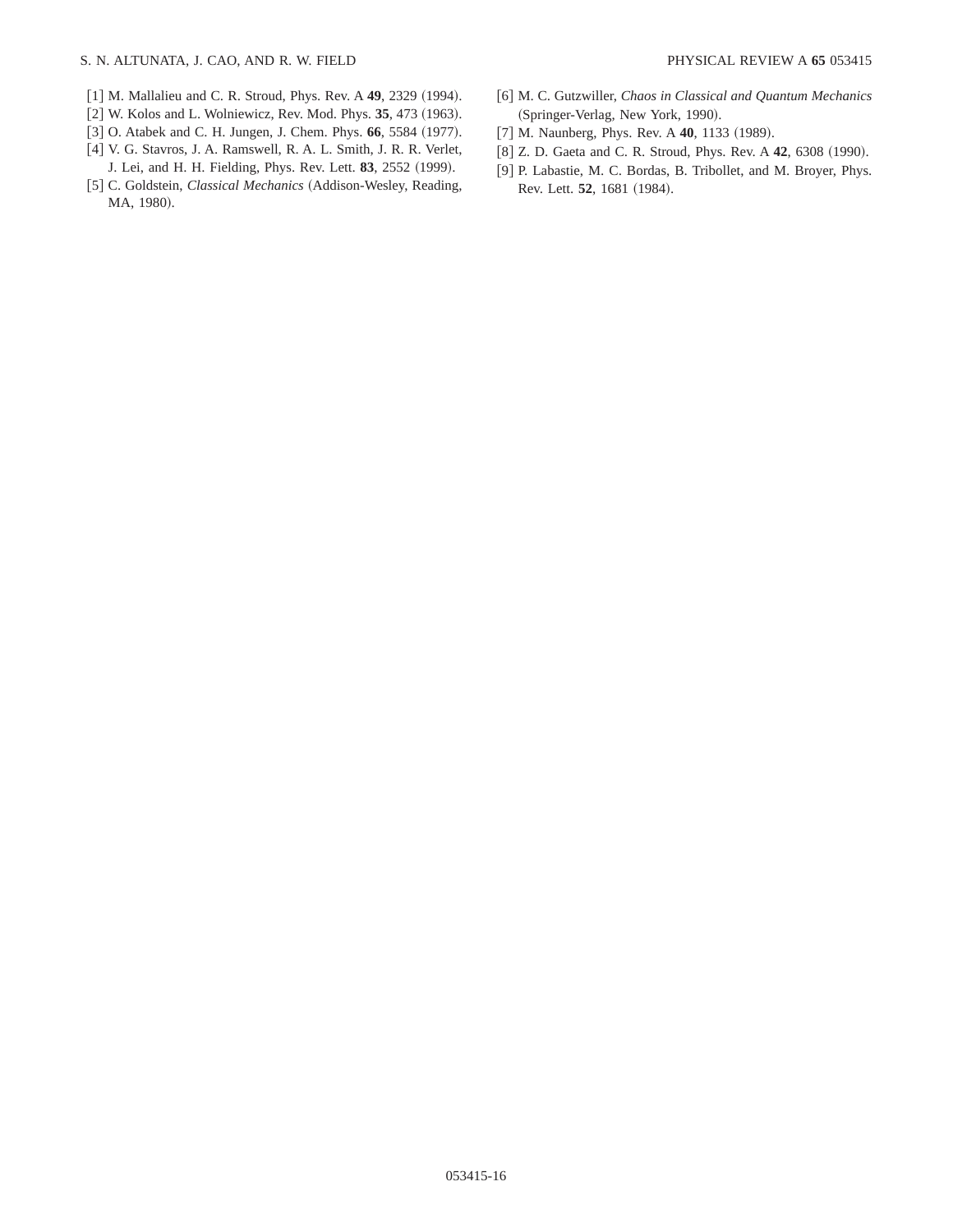[1] M. Mallalieu and C. R. Stroud, Phys. Rev. A **49**, 2329 (1994).

[2] W. Kolos and L. Wolniewicz, Rev. Mod. Phys. **35**, 473 (1963).

[3] O. Atabek and C. H. Jungen, J. Chem. Phys. **66**, 5584 (1977).

[4] V. G. Stavros, J. A. Ramswell, R. A. L. Smith, J. R. R. Verlet, J. Lei, and H. H. Fielding, Phys. Rev. Lett. **83**, 2552 (1999).

[5] C. Goldstein, *Classical Mechanics* (Addison-Wesley, Reading, MA, 1980).

[6] M. C. Gutzwiller, *Chaos in Classical and Quantum Mechanics* (Springer-Verlag, New York, 1990).

[7] M. Naunberg, Phys. Rev. A **40**, 1133 (1989).

[8] Z. D. Gaeta and C. R. Stroud, Phys. Rev. A **42**, 6308 (1990).

[9] P. Labastie, M. C. Bordas, B. Tribollet, and M. Broyer, Phys. Rev. Lett. **52**, 1681 (1984).